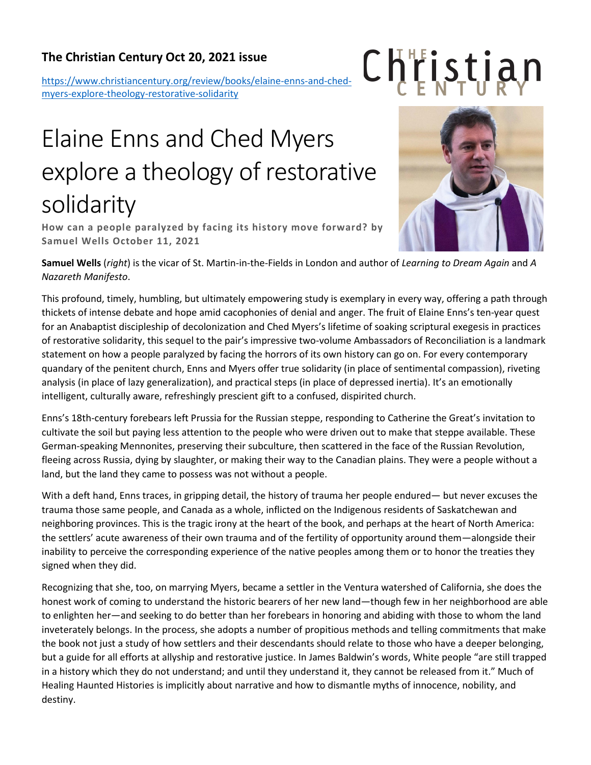**The Christian Century Oct 20, 2021 issue**

https://www.christiancentury.org/review/books/elaine-enns-and-ched-myers-explore-theology-restorative-solidarity

# Elaine Enns and Ched Myers explore a theology of restorative solidarity

**How can a people paralyzed by facing its history move forward? by Samuel Wells October 11, 2021**

**Samuel Wells** (*right*) is the vicar of St. Martin-in-the-Fields in London and author of *Learning to Dream Again* and *A Nazareth Manifesto*.

This profound, timely, humbling, but ultimately empowering study is exemplary in every way, offering a path through thickets of intense debate and hope amid cacophonies of denial and anger. The fruit of Elaine Enns's ten-year quest for an Anabaptist discipleship of decolonization and Ched Myers's lifetime of soaking scriptural exegesis in practices of restorative solidarity, this sequel to the pair's impressive two-volume Ambassadors of Reconciliation is a landmark statement on how a people paralyzed by facing the horrors of its own history can go on. For every contemporary quandary of the penitent church, Enns and Myers offer true solidarity (in place of sentimental compassion), riveting analysis (in place of lazy generalization), and practical steps (in place of depressed inertia). It's an emotionally intelligent, culturally aware, refreshingly prescient gift to a confused, dispirited church.

Enns's 18th-century forebears left Prussia for the Russian steppe, responding to Catherine the Great's invitation to cultivate the soil but paying less attention to the people who were driven out to make that steppe available. These German-speaking Mennonites, preserving their subculture, then scattered in the face of the Russian Revolution, fleeing across Russia, dying by slaughter, or making their way to the Canadian plains. They were a people without a land, but the land they came to possess was not without a people.

With a deft hand, Enns traces, in gripping detail, the history of trauma her people endured— but never excuses the trauma those same people, and Canada as a whole, inflicted on the Indigenous residents of Saskatchewan and neighboring provinces. This is the tragic irony at the heart of the book, and perhaps at the heart of North America: the settlers' acute awareness of their own trauma and of the fertility of opportunity around them—alongside their inability to perceive the corresponding experience of the native peoples among them or to honor the treaties they signed when they did.

Recognizing that she, too, on marrying Myers, became a settler in the Ventura watershed of California, she does the honest work of coming to understand the historic bearers of her new land—though few in her neighborhood are able to enlighten her—and seeking to do better than her forebears in honoring and abiding with those to whom the land inveterately belongs. In the process, she adopts a number of propitious methods and telling commitments that make the book not just a study of how settlers and their descendants should relate to those who have a deeper belonging, but a guide for all efforts at allyship and restorative justice. In James Baldwin's words, White people "are still trapped in a history which they do not understand; and until they understand it, they cannot be released from it." Much of Healing Haunted Histories is implicitly about narrative and how to dismantle myths of innocence, nobility, and destiny.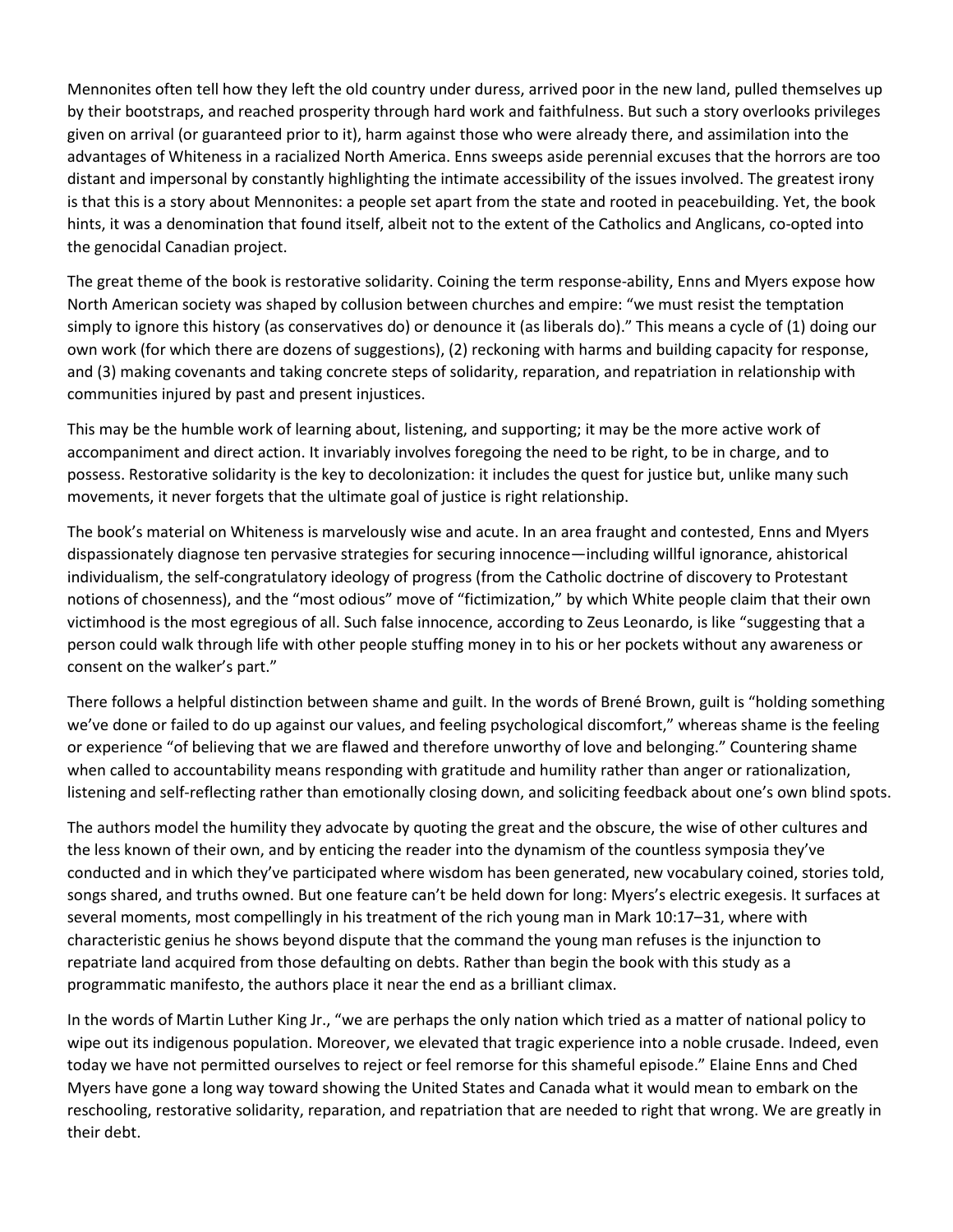Mennonites often tell how they left the old country under duress, arrived poor in the new land, pulled themselves up by their bootstraps, and reached prosperity through hard work and faithfulness. But such a story overlooks privileges given on arrival (or guaranteed prior to it), harm against those who were already there, and assimilation into the advantages of Whiteness in a racialized North America. Enns sweeps aside perennial excuses that the horrors are too distant and impersonal by constantly highlighting the intimate accessibility of the issues involved. The greatest irony is that this is a story about Mennonites: a people set apart from the state and rooted in peacebuilding. Yet, the book hints, it was a denomination that found itself, albeit not to the extent of the Catholics and Anglicans, co-opted into the genocidal Canadian project.

The great theme of the book is restorative solidarity. Coining the term response-ability, Enns and Myers expose how North American society was shaped by collusion between churches and empire: "we must resist the temptation simply to ignore this history (as conservatives do) or denounce it (as liberals do)." This means a cycle of (1) doing our own work (for which there are dozens of suggestions), (2) reckoning with harms and building capacity for response, and (3) making covenants and taking concrete steps of solidarity, reparation, and repatriation in relationship with communities injured by past and present injustices.

This may be the humble work of learning about, listening, and supporting; it may be the more active work of accompaniment and direct action. It invariably involves foregoing the need to be right, to be in charge, and to possess. Restorative solidarity is the key to decolonization: it includes the quest for justice but, unlike many such movements, it never forgets that the ultimate goal of justice is right relationship.

The book's material on Whiteness is marvelously wise and acute. In an area fraught and contested, Enns and Myers dispassionately diagnose ten pervasive strategies for securing innocence—including willful ignorance, ahistorical individualism, the self-congratulatory ideology of progress (from the Catholic doctrine of discovery to Protestant notions of chosenness), and the "most odious" move of "fictimization," by which White people claim that their own victimhood is the most egregious of all. Such false innocence, according to Zeus Leonardo, is like "suggesting that a person could walk through life with other people stuffing money in to his or her pockets without any awareness or consent on the walker's part."

There follows a helpful distinction between shame and guilt. In the words of Brené Brown, guilt is "holding something we've done or failed to do up against our values, and feeling psychological discomfort," whereas shame is the feeling or experience "of believing that we are flawed and therefore unworthy of love and belonging." Countering shame when called to accountability means responding with gratitude and humility rather than anger or rationalization, listening and self-reflecting rather than emotionally closing down, and soliciting feedback about one's own blind spots.

The authors model the humility they advocate by quoting the great and the obscure, the wise of other cultures and the less known of their own, and by enticing the reader into the dynamism of the countless symposia they've conducted and in which they've participated where wisdom has been generated, new vocabulary coined, stories told, songs shared, and truths owned. But one feature can't be held down for long: Myers's electric exegesis. It surfaces at several moments, most compellingly in his treatment of the rich young man in Mark 10:17–31, where with characteristic genius he shows beyond dispute that the command the young man refuses is the injunction to repatriate land acquired from those defaulting on debts. Rather than begin the book with this study as a programmatic manifesto, the authors place it near the end as a brilliant climax.

In the words of Martin Luther King Jr., "we are perhaps the only nation which tried as a matter of national policy to wipe out its indigenous population. Moreover, we elevated that tragic experience into a noble crusade. Indeed, even today we have not permitted ourselves to reject or feel remorse for this shameful episode." Elaine Enns and Ched Myers have gone a long way toward showing the United States and Canada what it would mean to embark on the reschooling, restorative solidarity, reparation, and repatriation that are needed to right that wrong. We are greatly in their debt.